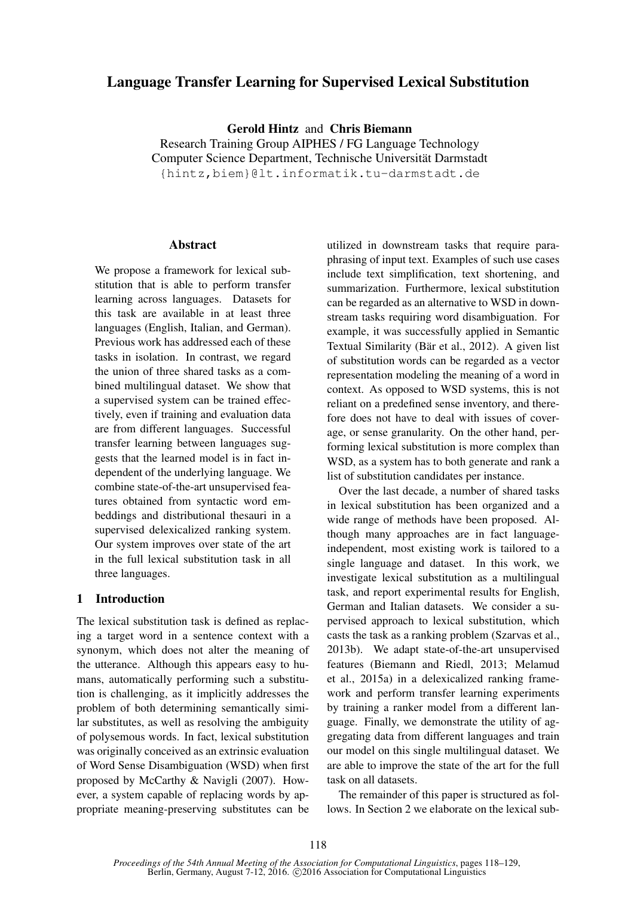# Language Transfer Learning for Supervised Lexical Substitution

**Gerold Hintz** and **Chris Biemann**
Research Training Group AIPHES / FG Language Technology
Computer Science Department, Technische Universität Darmstadt
{hintz,biem}@lt.informatik.tu-darmstadt.de

## Abstract

We propose a framework for lexical substitution that is able to perform transfer learning across languages. Datasets for this task are available in at least three languages (English, Italian, and German). Previous work has addressed each of these tasks in isolation. In contrast, we regard the union of three shared tasks as a combined multilingual dataset. We show that a supervised system can be trained effectively, even if training and evaluation data are from different languages. Successful transfer learning between languages suggests that the learned model is in fact independent of the underlying language. We combine state-of-the-art unsupervised features obtained from syntactic word embeddings and distributional thesauri in a supervised delexicalized ranking system. Our system improves over state of the art in the full lexical substitution task in all three languages.

## 1 Introduction

The lexical substitution task is defined as replacing a target word in a sentence context with a synonym, which does not alter the meaning of the utterance. Although this appears easy to humans, automatically performing such a substitution is challenging, as it implicitly addresses the problem of both determining semantically similar substitutes, as well as resolving the ambiguity of polysemous words. In fact, lexical substitution was originally conceived as an extrinsic evaluation of Word Sense Disambiguation (WSD) when first proposed by McCarthy & Navigli (2007). However, a system capable of replacing words by appropriate meaning-preserving substitutes can be utilized in downstream tasks that require paraphrasing of input text. Examples of such use cases include text simplification, text shortening, and summarization. Furthermore, lexical substitution can be regarded as an alternative to WSD in downstream tasks requiring word disambiguation. For example, it was successfully applied in Semantic Textual Similarity (Bär et al., 2012). A given list of substitution words can be regarded as a vector representation modeling the meaning of a word in context. As opposed to WSD systems, this is not reliant on a predefined sense inventory, and therefore does not have to deal with issues of coverage, or sense granularity. On the other hand, performing lexical substitution is more complex than WSD, as a system has to both generate and rank a list of substitution candidates per instance.

Over the last decade, a number of shared tasks in lexical substitution has been organized and a wide range of methods have been proposed. Although many approaches are in fact language-independent, most existing work is tailored to a single language and dataset. In this work, we investigate lexical substitution as a multilingual task, and report experimental results for English, German and Italian datasets. We consider a supervised approach to lexical substitution, which casts the task as a ranking problem (Szarvas et al., 2013b). We adapt state-of-the-art unsupervised features (Biemann and Riedl, 2013; Melamud et al., 2015a) in a delexicalized ranking framework and perform transfer learning experiments by training a ranker model from a different language. Finally, we demonstrate the utility of aggregating data from different languages and train our model on this single multilingual dataset. We are able to improve the state of the art for the full task on all datasets.

The remainder of this paper is structured as follows. In Section 2 we elaborate on the lexical sub-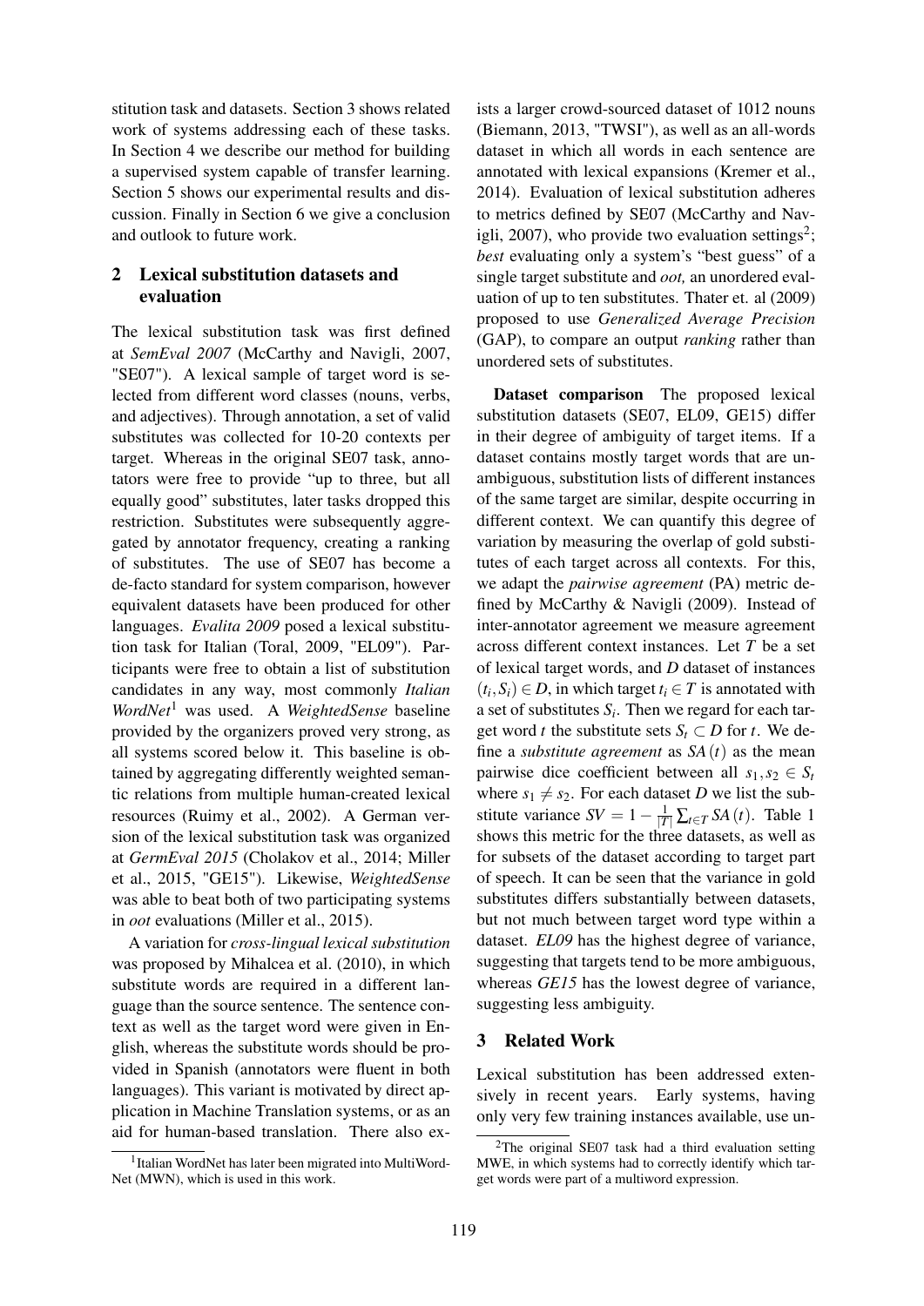stitution task and datasets. Section 3 shows related work of systems addressing each of these tasks. In Section 4 we describe our method for building a supervised system capable of transfer learning. Section 5 shows our experimental results and discussion. Finally in Section 6 we give a conclusion and outlook to future work.

## 2 Lexical substitution datasets and evaluation

The lexical substitution task was first defined at *SemEval 2007* (McCarthy and Navigli, 2007, "SE07"). A lexical sample of target word is selected from different word classes (nouns, verbs, and adjectives). Through annotation, a set of valid substitutes was collected for 10-20 contexts per target. Whereas in the original SE07 task, annotators were free to provide "up to three, but all equally good" substitutes, later tasks dropped this restriction. Substitutes were subsequently aggregated by annotator frequency, creating a ranking of substitutes. The use of SE07 has become a de-facto standard for system comparison, however equivalent datasets have been produced for other languages. *Evalita 2009* posed a lexical substitution task for Italian (Toral, 2009, "EL09"). Participants were free to obtain a list of substitution candidates in any way, most commonly *Italian WordNet*[1] was used. A *WeightedSense* baseline provided by the organizers proved very strong, as all systems scored below it. This baseline is obtained by aggregating differently weighted semantic relations from multiple human-created lexical resources (Ruimy et al., 2002). A German version of the lexical substitution task was organized at *GermEval 2015* (Cholakov et al., 2014; Miller et al., 2015, "GE15"). Likewise, *WeightedSense* was able to beat both of two participating systems in *oot* evaluations (Miller et al., 2015).

A variation for *cross-lingual lexical substitution* was proposed by Mihalcea et al. (2010), in which substitute words are required in a different language than the source sentence. The sentence context as well as the target word were given in English, whereas the substitute words should be provided in Spanish (annotators were fluent in both languages). This variant is motivated by direct application in Machine Translation systems, or as an aid for human-based translation. There also exists a larger crowd-sourced dataset of 1012 nouns (Biemann, 2013, "TWSI"), as well as an all-words dataset in which all words in each sentence are annotated with lexical expansions (Kremer et al., 2014). Evaluation of lexical substitution adheres to metrics defined by SE07 (McCarthy and Navigli, 2007), who provide two evaluation settings[2]; *best* evaluating only a system's "best guess" of a single target substitute and *oot,* an unordered evaluation of up to ten substitutes. Thater et. al (2009) proposed to use *Generalized Average Precision* (GAP), to compare an output *ranking* rather than unordered sets of substitutes.

**Dataset comparison** The proposed lexical substitution datasets (SE07, EL09, GE15) differ in their degree of ambiguity of target items. If a dataset contains mostly target words that are unambiguous, substitution lists of different instances of the same target are similar, despite occurring in different context. We can quantify this degree of variation by measuring the overlap of gold substitutes of each target across all contexts. For this, we adapt the *pairwise agreement* (PA) metric defined by McCarthy & Navigli (2009). Instead of inter-annotator agreement we measure agreement across different context instances. Let $T$ be a set of lexical target words, and $D$ dataset of instances $(t_i, S_i) \in D$, in which target $t_i \in T$ is annotated with a set of substitutes $S_i$. Then we regard for each target word $t$ the substitute sets $S_t \subset D$ for $t$. We define a *substitute agreement* as $SA(t)$ as the mean pairwise dice coefficient between all $s_1, s_2 \in S_t$ where $s_1 \neq s_2$. For each dataset $D$ we list the substitute variance $SV = 1 - \frac{1}{|T|}\sum_{t \in T} SA(t)$. Table 1 shows this metric for the three datasets, as well as for subsets of the dataset according to target part of speech. It can be seen that the variance in gold substitutes differs substantially between datasets, but not much between target word type within a dataset. *EL09* has the highest degree of variance, suggesting that targets tend to be more ambiguous, whereas *GE15* has the lowest degree of variance, suggesting less ambiguity.

## 3 Related Work

Lexical substitution has been addressed extensively in recent years. Early systems, having only very few training instances available, use un-

[1] Italian WordNet has later been migrated into MultiWordNet (MWN), which is used in this work.

[2] The original SE07 task had a third evaluation setting MWE, in which systems had to correctly identify which target words were part of a multiword expression.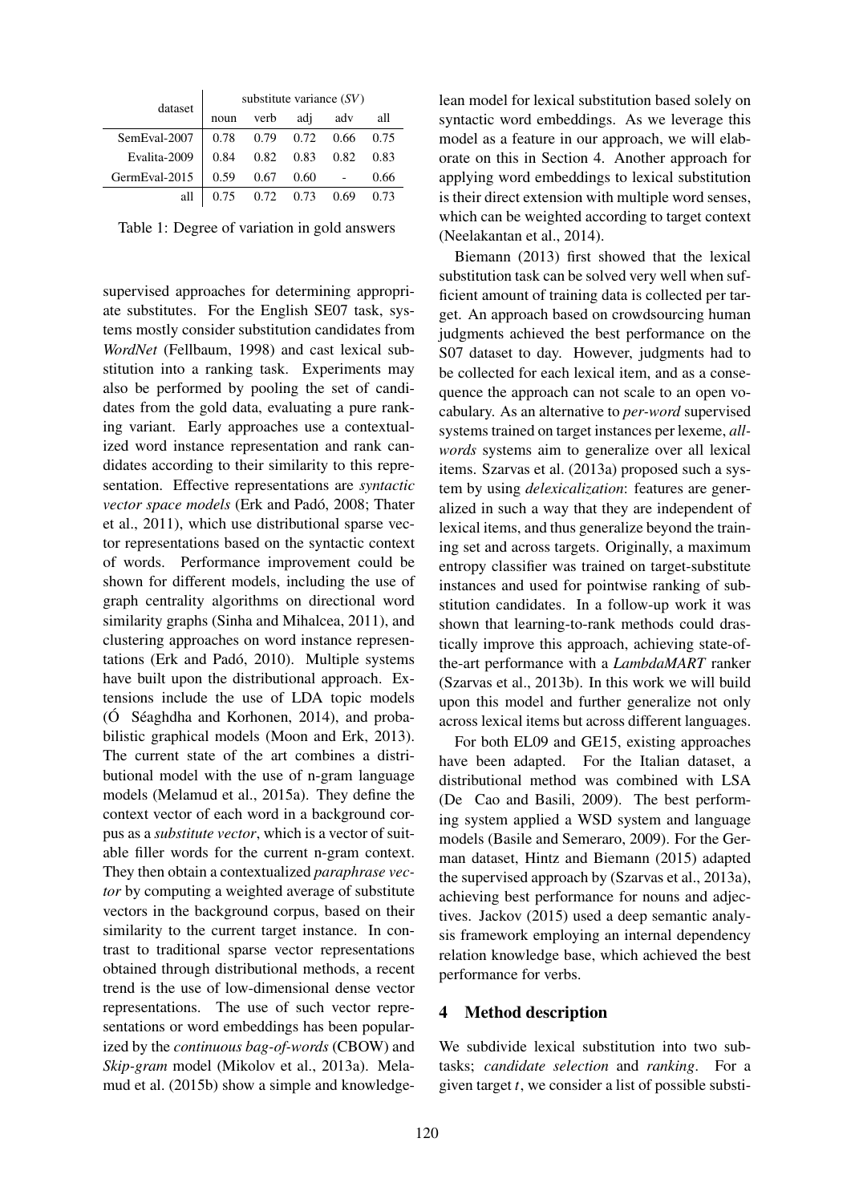| dataset | substitute variance (*SV*) | | | | |
|---|---|---|---|---|---|
| | noun | verb | adj | adv | all |
| SemEval-2007 | 0.78 | 0.79 | 0.72 | 0.66 | 0.75 |
| Evalita-2009 | 0.84 | 0.82 | 0.83 | 0.82 | 0.83 |
| GermEval-2015 | 0.59 | 0.67 | 0.60 | - | 0.66 |
| all | 0.75 | 0.72 | 0.73 | 0.69 | 0.73 |

Table 1: Degree of variation in gold answers

supervised approaches for determining appropriate substitutes. For the English SE07 task, systems mostly consider substitution candidates from *WordNet* (Fellbaum, 1998) and cast lexical substitution into a ranking task. Experiments may also be performed by pooling the set of candidates from the gold data, evaluating a pure ranking variant. Early approaches use a contextualized word instance representation and rank candidates according to their similarity to this representation. Effective representations are *syntactic vector space models* (Erk and Padó, 2008; Thater et al., 2011), which use distributional sparse vector representations based on the syntactic context of words. Performance improvement could be shown for different models, including the use of graph centrality algorithms on directional word similarity graphs (Sinha and Mihalcea, 2011), and clustering approaches on word instance representations (Erk and Padó, 2010). Multiple systems have built upon the distributional approach. Extensions include the use of LDA topic models (Ó Séaghdha and Korhonen, 2014), and probabilistic graphical models (Moon and Erk, 2013). The current state of the art combines a distributional model with the use of n-gram language models (Melamud et al., 2015a). They define the context vector of each word in a background corpus as a *substitute vector*, which is a vector of suitable filler words for the current n-gram context. They then obtain a contextualized *paraphrase vector* by computing a weighted average of substitute vectors in the background corpus, based on their similarity to the current target instance. In contrast to traditional sparse vector representations obtained through distributional methods, a recent trend is the use of low-dimensional dense vector representations. The use of such vector representations or word embeddings has been popularized by the *continuous bag-of-words* (CBOW) and *Skip-gram* model (Mikolov et al., 2013a). Melamud et al. (2015b) show a simple and knowledge-lean model for lexical substitution based solely on syntactic word embeddings. As we leverage this model as a feature in our approach, we will elaborate on this in Section 4. Another approach for applying word embeddings to lexical substitution is their direct extension with multiple word senses, which can be weighted according to target context (Neelakantan et al., 2014).

Biemann (2013) first showed that the lexical substitution task can be solved very well when sufficient amount of training data is collected per target. An approach based on crowdsourcing human judgments achieved the best performance on the S07 dataset to day. However, judgments had to be collected for each lexical item, and as a consequence the approach can not scale to an open vocabulary. As an alternative to *per-word* supervised systems trained on target instances per lexeme, *all-words* systems aim to generalize over all lexical items. Szarvas et al. (2013a) proposed such a system by using *delexicalization*: features are generalized in such a way that they are independent of lexical items, and thus generalize beyond the training set and across targets. Originally, a maximum entropy classifier was trained on target-substitute instances and used for pointwise ranking of substitution candidates. In a follow-up work it was shown that learning-to-rank methods could drastically improve this approach, achieving state-of-the-art performance with a *LambdaMART* ranker (Szarvas et al., 2013b). In this work we will build upon this model and further generalize not only across lexical items but across different languages.

For both EL09 and GE15, existing approaches have been adapted. For the Italian dataset, a distributional method was combined with LSA (De Cao and Basili, 2009). The best performing system applied a WSD system and language models (Basile and Semeraro, 2009). For the German dataset, Hintz and Biemann (2015) adapted the supervised approach by (Szarvas et al., 2013a), achieving best performance for nouns and adjectives. Jackov (2015) used a deep semantic analysis framework employing an internal dependency relation knowledge base, which achieved the best performance for verbs.

## 4 Method description

We subdivide lexical substitution into two subtasks; *candidate selection* and *ranking*. For a given target $t$, we consider a list of possible substi-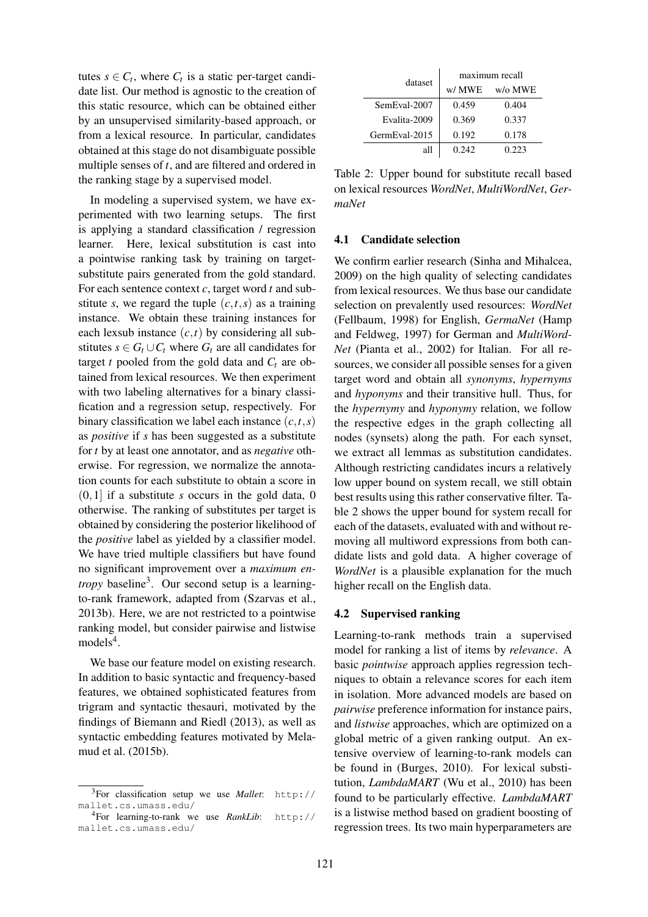tutes $s \in C_t$, where $C_t$ is a static per-target candidate list. Our method is agnostic to the creation of this static resource, which can be obtained either by an unsupervised similarity-based approach, or from a lexical resource. In particular, candidates obtained at this stage do not disambiguate possible multiple senses of $t$, and are filtered and ordered in the ranking stage by a supervised model.

In modeling a supervised system, we have experimented with two learning setups. The first is applying a standard classification / regression learner. Here, lexical substitution is cast into a pointwise ranking task by training on target-substitute pairs generated from the gold standard. For each sentence context $c$, target word $t$ and substitute $s$, we regard the tuple $(c,t,s)$ as a training instance. We obtain these training instances for each lexsub instance $(c,t)$ by considering all substitutes $s \in G_t \cup C_t$ where $G_t$ are all candidates for target $t$ pooled from the gold data and $C_t$ are obtained from lexical resources. We then experiment with two labeling alternatives for a binary classification and a regression setup, respectively. For binary classification we label each instance $(c,t,s)$ as *positive* if $s$ has been suggested as a substitute for $t$ by at least one annotator, and as *negative* otherwise. For regression, we normalize the annotation counts for each substitute to obtain a score in $(0,1]$ if a substitute $s$ occurs in the gold data, 0 otherwise. The ranking of substitutes per target is obtained by considering the posterior likelihood of the *positive* label as yielded by a classifier model. We have tried multiple classifiers but have found no significant improvement over a *maximum entropy* baseline[3]. Our second setup is a learning-to-rank framework, adapted from (Szarvas et al., 2013b). Here, we are not restricted to a pointwise ranking model, but consider pairwise and listwise models[4].

We base our feature model on existing research. In addition to basic syntactic and frequency-based features, we obtained sophisticated features from trigram and syntactic thesauri, motivated by the findings of Biemann and Riedl (2013), as well as syntactic embedding features motivated by Melamud et al. (2015b).

[3]For classification setup we use *Mallet*: http://mallet.cs.umass.edu/

[4]For learning-to-rank we use *RankLib*: http://mallet.cs.umass.edu/

| dataset | maximum recall | |
|---|---|---|
| | w/ MWE | w/o MWE |
| SemEval-2007 | 0.459 | 0.404 |
| Evalita-2009 | 0.369 | 0.337 |
| GermEval-2015 | 0.192 | 0.178 |
| all | 0.242 | 0.223 |

Table 2: Upper bound for substitute recall based on lexical resources *WordNet*, *MultiWordNet*, *GermaNet*

### 4.1 Candidate selection

We confirm earlier research (Sinha and Mihalcea, 2009) on the high quality of selecting candidates from lexical resources. We thus base our candidate selection on prevalently used resources: *WordNet* (Fellbaum, 1998) for English, *GermaNet* (Hamp and Feldweg, 1997) for German and *MultiWordNet* (Pianta et al., 2002) for Italian. For all resources, we consider all possible senses for a given target word and obtain all *synonyms*, *hypernyms* and *hyponyms* and their transitive hull. Thus, for the *hypernymy* and *hyponymy* relation, we follow the respective edges in the graph collecting all nodes (synsets) along the path. For each synset, we extract all lemmas as substitution candidates. Although restricting candidates incurs a relatively low upper bound on system recall, we still obtain best results using this rather conservative filter. Table 2 shows the upper bound for system recall for each of the datasets, evaluated with and without removing all multiword expressions from both candidate lists and gold data. A higher coverage of *WordNet* is a plausible explanation for the much higher recall on the English data.

### 4.2 Supervised ranking

Learning-to-rank methods train a supervised model for ranking a list of items by *relevance*. A basic *pointwise* approach applies regression techniques to obtain a relevance scores for each item in isolation. More advanced models are based on *pairwise* preference information for instance pairs, and *listwise* approaches, which are optimized on a global metric of a given ranking output. An extensive overview of learning-to-rank models can be found in (Burges, 2010). For lexical substitution, *LambdaMART* (Wu et al., 2010) has been found to be particularly effective. *LambdaMART* is a listwise method based on gradient boosting of regression trees. Its two main hyperparameters are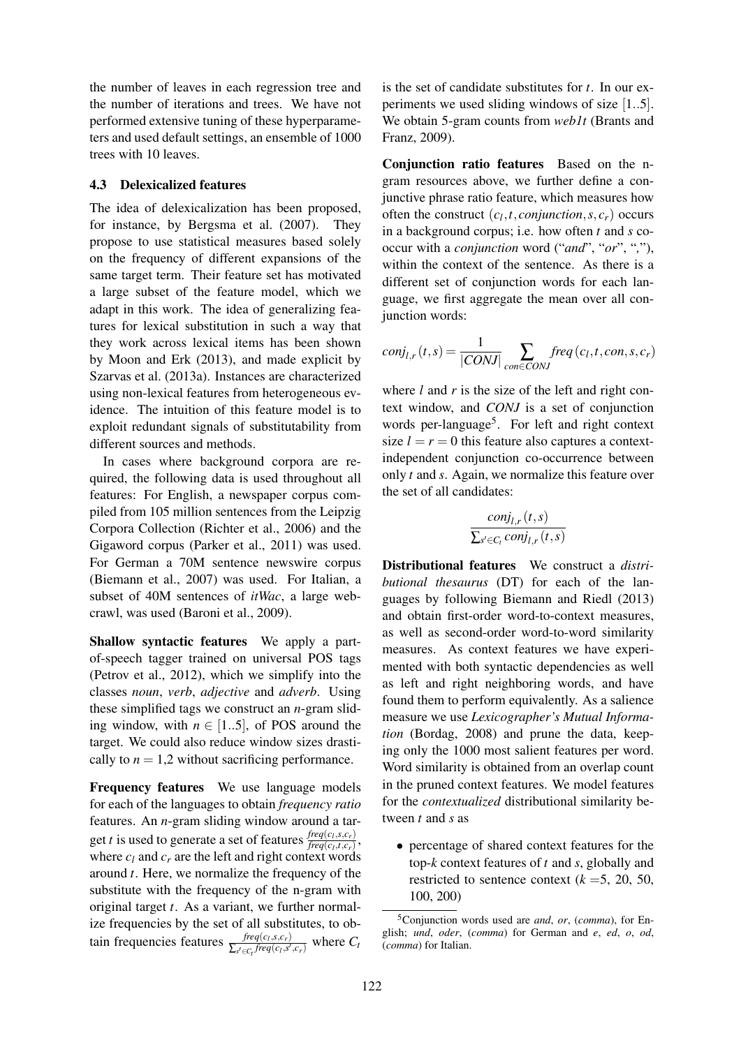the number of leaves in each regression tree and the number of iterations and trees. We have not performed extensive tuning of these hyperparameters and used default settings, an ensemble of 1000 trees with 10 leaves.

### 4.3 Delexicalized features

The idea of delexicalization has been proposed, for instance, by Bergsma et al. (2007). They propose to use statistical measures based solely on the frequency of different expansions of the same target term. Their feature set has motivated a large subset of the feature model, which we adapt in this work. The idea of generalizing features for lexical substitution in such a way that they work across lexical items has been shown by Moon and Erk (2013), and made explicit by Szarvas et al. (2013a). Instances are characterized using non-lexical features from heterogeneous evidence. The intuition of this feature model is to exploit redundant signals of substitutability from different sources and methods.

In cases where background corpora are required, the following data is used throughout all features: For English, a newspaper corpus compiled from 105 million sentences from the Leipzig Corpora Collection (Richter et al., 2006) and the Gigaword corpus (Parker et al., 2011) was used. For German a 70M sentence newswire corpus (Biemann et al., 2007) was used. For Italian, a subset of 40M sentences of *itWac*, a large web-crawl, was used (Baroni et al., 2009).

**Shallow syntactic features** We apply a part-of-speech tagger trained on universal POS tags (Petrov et al., 2012), which we simplify into the classes *noun*, *verb*, *adjective* and *adverb*. Using these simplified tags we construct an $n$-gram sliding window, with $n \in [1..5]$, of POS around the target. We could also reduce window sizes drastically to $n = 1,2$ without sacrificing performance.

**Frequency features** We use language models for each of the languages to obtain *frequency ratio* features. An $n$-gram sliding window around a target $t$ is used to generate a set of features $\frac{freq(c_l,s,c_r)}{freq(c_l,t,c_r)}$, where $c_l$ and $c_r$ are the left and right context words around $t$. Here, we normalize the frequency of the substitute with the frequency of the n-gram with original target $t$. As a variant, we further normalize frequencies by the set of all substitutes, to obtain frequencies features $\frac{freq(c_l,s,c_r)}{\sum_{s' \in C_t} freq(c_l,s',c_r)}$ where $C_t$ is the set of candidate substitutes for $t$. In our experiments we used sliding windows of size $[1..5]$. We obtain 5-gram counts from *web1t* (Brants and Franz, 2009).

**Conjunction ratio features** Based on the n-gram resources above, we further define a conjunctive phrase ratio feature, which measures how often the construct $(c_l, t, conjunction, s, c_r)$ occurs in a background corpus; i.e. how often $t$ and $s$ co-occur with a *conjunction* word ("*and*", "*or*", ","), within the context of the sentence. As there is a different set of conjunction words for each language, we first aggregate the mean over all conjunction words:

$$conj_{l,r}(t,s) = \frac{1}{|CONJ|} \sum_{con \in CONJ} freq(c_l, t, con, s, c_r)$$

where $l$ and $r$ is the size of the left and right context window, and $CONJ$ is a set of conjunction words per-language[5]. For left and right context size $l = r = 0$ this feature also captures a context-independent conjunction co-occurrence between only $t$ and $s$. Again, we normalize this feature over the set of all candidates:

$$\frac{conj_{l,r}(t,s)}{\sum_{s' \in C_t} conj_{l,r}(t,s)}$$

**Distributional features** We construct a *distributional thesaurus* (DT) for each of the languages by following Biemann and Riedl (2013) and obtain first-order word-to-context measures, as well as second-order word-to-word similarity measures. As context features we have experimented with both syntactic dependencies as well as left and right neighboring words, and have found them to perform equivalently. As a salience measure we use *Lexicographer's Mutual Information* (Bordag, 2008) and prune the data, keeping only the 1000 most salient features per word. Word similarity is obtained from an overlap count in the pruned context features. We model features for the *contextualized* distributional similarity between $t$ and $s$ as

- percentage of shared context features for the top-$k$ context features of $t$ and $s$, globally and restricted to sentence context ($k$ =5, 20, 50, 100, 200)

[5]Conjunction words used are *and*, *or*, (*comma*), for English; *und*, *oder*, (*comma*) for German and *e*, *ed*, *o*, *od*, (*comma*) for Italian.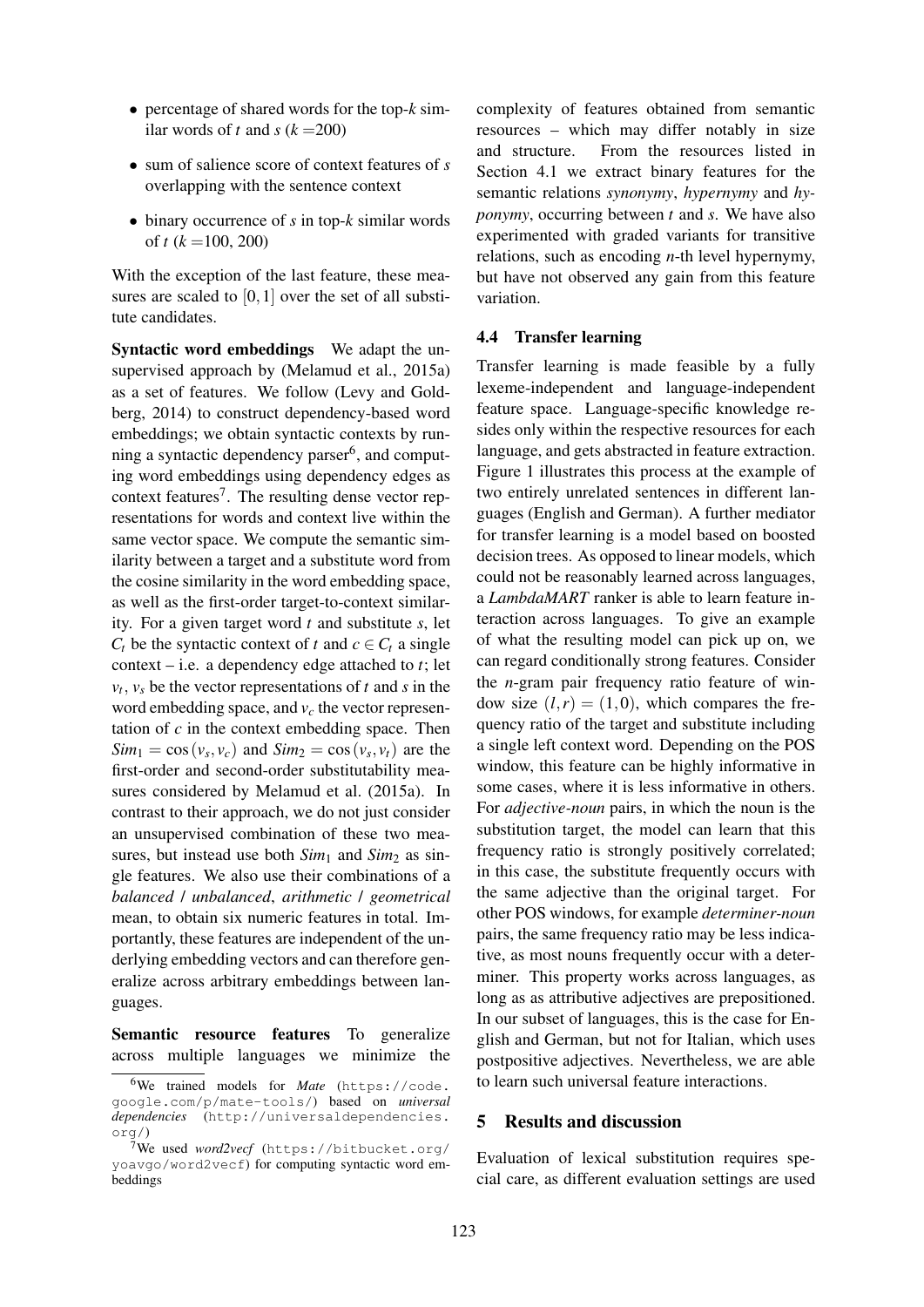- percentage of shared words for the top-$k$ similar words of $t$ and $s$ ($k$ =200)
- sum of salience score of context features of $s$ overlapping with the sentence context
- binary occurrence of $s$ in top-$k$ similar words of $t$ ($k$ =100, 200)

With the exception of the last feature, these measures are scaled to $[0,1]$ over the set of all substitute candidates.

**Syntactic word embeddings** We adapt the unsupervised approach by (Melamud et al., 2015a) as a set of features. We follow (Levy and Goldberg, 2014) to construct dependency-based word embeddings; we obtain syntactic contexts by running a syntactic dependency parser[6], and computing word embeddings using dependency edges as context features[7]. The resulting dense vector representations for words and context live within the same vector space. We compute the semantic similarity between a target and a substitute word from the cosine similarity in the word embedding space, as well as the first-order target-to-context similarity. For a given target word $t$ and substitute $s$, let $C_t$ be the syntactic context of $t$ and $c \in C_t$ a single context – i.e. a dependency edge attached to $t$; let $v_t$, $v_s$ be the vector representations of $t$ and $s$ in the word embedding space, and $v_c$ the vector representation of $c$ in the context embedding space. Then $Sim_1 = \cos(v_s, v_c)$ and $Sim_2 = \cos(v_s, v_t)$ are the first-order and second-order substitutability measures considered by Melamud et al. (2015a). In contrast to their approach, we do not just consider an unsupervised combination of these two measures, but instead use both $Sim_1$ and $Sim_2$ as single features. We also use their combinations of a *balanced* / *unbalanced*, *arithmetic* / *geometrical* mean, to obtain six numeric features in total. Importantly, these features are independent of the underlying embedding vectors and can therefore generalize across arbitrary embeddings between languages.

**Semantic resource features** To generalize across multiple languages we minimize the complexity of features obtained from semantic resources – which may differ notably in size and structure. From the resources listed in Section 4.1 we extract binary features for the semantic relations *synonymy*, *hypernymy* and *hyponymy*, occurring between $t$ and $s$. We have also experimented with graded variants for transitive relations, such as encoding $n$-th level hypernymy, but have not observed any gain from this feature variation.

### 4.4 Transfer learning

Transfer learning is made feasible by a fully lexeme-independent and language-independent feature space. Language-specific knowledge resides only within the respective resources for each language, and gets abstracted in feature extraction. Figure 1 illustrates this process at the example of two entirely unrelated sentences in different languages (English and German). A further mediator for transfer learning is a model based on boosted decision trees. As opposed to linear models, which could not be reasonably learned across languages, a *LambdaMART* ranker is able to learn feature interaction across languages. To give an example of what the resulting model can pick up on, we can regard conditionally strong features. Consider the $n$-gram pair frequency ratio feature of window size $(l,r) = (1,0)$, which compares the frequency ratio of the target and substitute including a single left context word. Depending on the POS window, this feature can be highly informative in some cases, where it is less informative in others. For *adjective-noun* pairs, in which the noun is the substitution target, the model can learn that this frequency ratio is strongly positively correlated; in this case, the substitute frequently occurs with the same adjective than the original target. For other POS windows, for example *determiner-noun* pairs, the same frequency ratio may be less indicative, as most nouns frequently occur with a determiner. This property works across languages, as long as as attributive adjectives are prepositioned. In our subset of languages, this is the case for English and German, but not for Italian, which uses postpositive adjectives. Nevertheless, we are able to learn such universal feature interactions.

## 5 Results and discussion

Evaluation of lexical substitution requires special care, as different evaluation settings are used

[6] We trained models for *Mate* (https://code.google.com/p/mate-tools/) based on *universal dependencies* (http://universaldependencies.org/)

[7] We used *word2vecf* (https://bitbucket.org/yoavgo/word2vecf) for computing syntactic word embeddings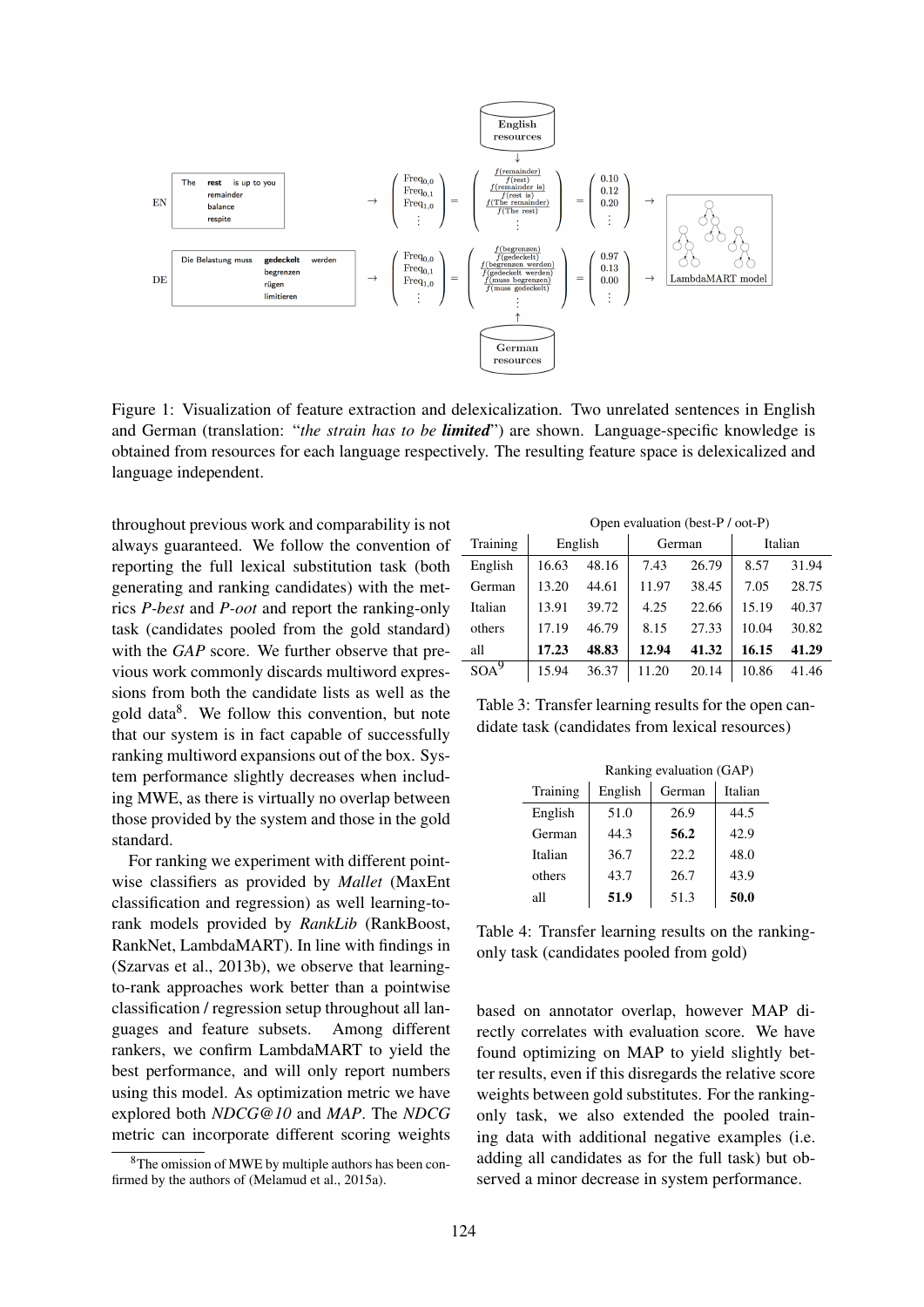Figure 1: Visualization of feature extraction and delexicalization. Two unrelated sentences in English and German (translation: "*the strain has to be **limited***") are shown. Language-specific knowledge is obtained from resources for each language respectively. The resulting feature space is delexicalized and language independent.

throughout previous work and comparability is not always guaranteed. We follow the convention of reporting the full lexical substitution task (both generating and ranking candidates) with the metrics *P-best* and *P-oot* and report the ranking-only task (candidates pooled from the gold standard) with the *GAP* score. We further observe that previous work commonly discards multiword expressions from both the candidate lists as well as the gold data[8]. We follow this convention, but note that our system is in fact capable of successfully ranking multiword expansions out of the box. System performance slightly decreases when including MWE, as there is virtually no overlap between those provided by the system and those in the gold standard.

For ranking we experiment with different pointwise classifiers as provided by *Mallet* (MaxEnt classification and regression) as well learning-to-rank models provided by *RankLib* (RankBoost, RankNet, LambdaMART). In line with findings in (Szarvas et al., 2013b), we observe that learning-to-rank approaches work better than a pointwise classification / regression setup throughout all languages and feature subsets. Among different rankers, we confirm LambdaMART to yield the best performance, and will only report numbers using this model. As optimization metric we have explored both *NDCG@10* and *MAP*. The *NDCG* metric can incorporate different scoring weights based on annotator overlap, however MAP directly correlates with evaluation score. We have found optimizing on MAP to yield slightly better results, even if this disregards the relative score weights between gold substitutes. For the ranking-only task, we also extended the pooled training data with additional negative examples (i.e. adding all candidates as for the full task) but observed a minor decrease in system performance.

| | Open evaluation (best-P / oot-P) | | | | | |
|---|---|---|---|---|---|---|
| Training | English | | German | | Italian | |
| English | 16.63 | 48.16 | 7.43 | 26.79 | 8.57 | 31.94 |
| German | 13.20 | 44.61 | 11.97 | 38.45 | 7.05 | 28.75 |
| Italian | 13.91 | 39.72 | 4.25 | 22.66 | 15.19 | 40.37 |
| others | 17.19 | 46.79 | 8.15 | 27.33 | 10.04 | 30.82 |
| all | **17.23** | **48.83** | **12.94** | **41.32** | **16.15** | **41.29** |
| SOA[9] | 15.94 | 36.37 | 11.20 | 20.14 | 10.86 | 41.46 |

Table 3: Transfer learning results for the open candidate task (candidates from lexical resources)

| | Ranking evaluation (GAP) | | |
|---|---|---|---|
| Training | English | German | Italian |
| English | 51.0 | 26.9 | 44.5 |
| German | 44.3 | **56.2** | 42.9 |
| Italian | 36.7 | 22.2 | 48.0 |
| others | 43.7 | 26.7 | 43.9 |
| all | **51.9** | 51.3 | **50.0** |

Table 4: Transfer learning results on the ranking-only task (candidates pooled from gold)

[8] The omission of MWE by multiple authors has been confirmed by the authors of (Melamud et al., 2015a).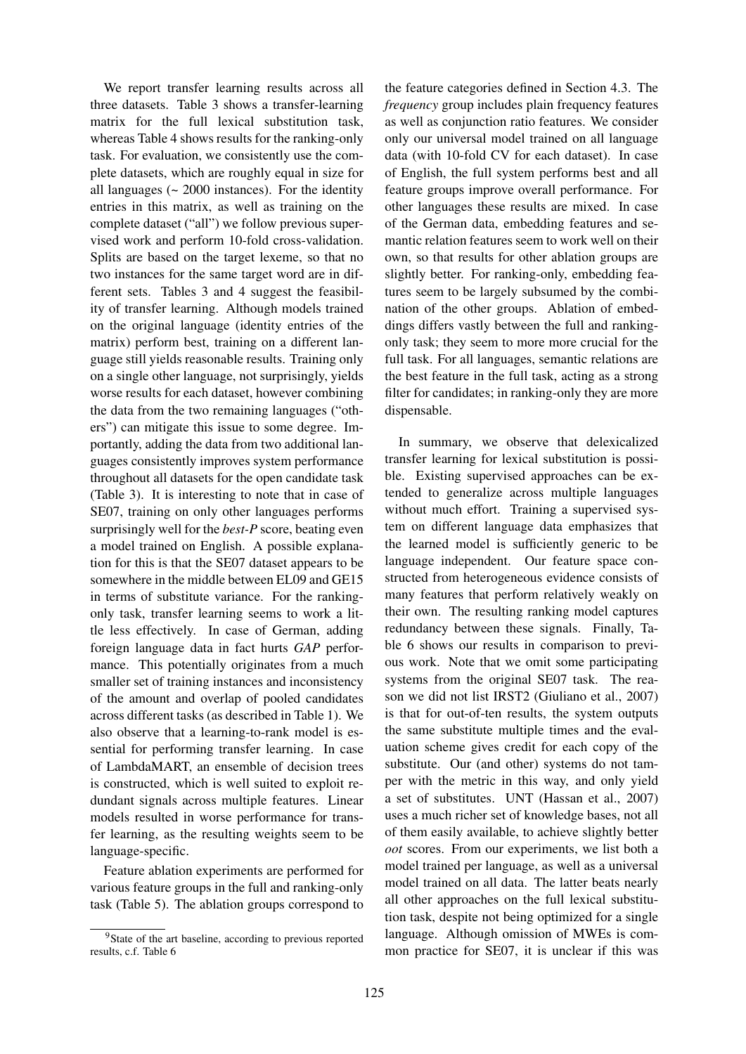We report transfer learning results across all three datasets. Table 3 shows a transfer-learning matrix for the full lexical substitution task, whereas Table 4 shows results for the ranking-only task. For evaluation, we consistently use the complete datasets, which are roughly equal in size for all languages (~ 2000 instances). For the identity entries in this matrix, as well as training on the complete dataset ("all") we follow previous supervised work and perform 10-fold cross-validation. Splits are based on the target lexeme, so that no two instances for the same target word are in different sets. Tables 3 and 4 suggest the feasibility of transfer learning. Although models trained on the original language (identity entries of the matrix) perform best, training on a different language still yields reasonable results. Training only on a single other language, not surprisingly, yields worse results for each dataset, however combining the data from the two remaining languages ("others") can mitigate this issue to some degree. Importantly, adding the data from two additional languages consistently improves system performance throughout all datasets for the open candidate task (Table 3). It is interesting to note that in case of SE07, training on only other languages performs surprisingly well for the *best-P* score, beating even a model trained on English. A possible explanation for this is that the SE07 dataset appears to be somewhere in the middle between EL09 and GE15 in terms of substitute variance. For the ranking-only task, transfer learning seems to work a little less effectively. In case of German, adding foreign language data in fact hurts *GAP* performance. This potentially originates from a much smaller set of training instances and inconsistency of the amount and overlap of pooled candidates across different tasks (as described in Table 1). We also observe that a learning-to-rank model is essential for performing transfer learning. In case of LambdaMART, an ensemble of decision trees is constructed, which is well suited to exploit redundant signals across multiple features. Linear models resulted in worse performance for transfer learning, as the resulting weights seem to be language-specific.

Feature ablation experiments are performed for various feature groups in the full and ranking-only task (Table 5). The ablation groups correspond to the feature categories defined in Section 4.3. The *frequency* group includes plain frequency features as well as conjunction ratio features. We consider only our universal model trained on all language data (with 10-fold CV for each dataset). In case of English, the full system performs best and all feature groups improve overall performance. For other languages these results are mixed. In case of the German data, embedding features and semantic relation features seem to work well on their own, so that results for other ablation groups are slightly better. For ranking-only, embedding features seem to be largely subsumed by the combination of the other groups. Ablation of embeddings differs vastly between the full and ranking-only task; they seem to more more crucial for the full task. For all languages, semantic relations are the best feature in the full task, acting as a strong filter for candidates; in ranking-only they are more dispensable.

In summary, we observe that delexicalized transfer learning for lexical substitution is possible. Existing supervised approaches can be extended to generalize across multiple languages without much effort. Training a supervised system on different language data emphasizes that the learned model is sufficiently generic to be language independent. Our feature space constructed from heterogeneous evidence consists of many features that perform relatively weakly on their own. The resulting ranking model captures redundancy between these signals. Finally, Table 6 shows our results in comparison to previous work. Note that we omit some participating systems from the original SE07 task. The reason we did not list IRST2 (Giuliano et al., 2007) is that for out-of-ten results, the system outputs the same substitute multiple times and the evaluation scheme gives credit for each copy of the substitute. Our (and other) systems do not tamper with the metric in this way, and only yield a set of substitutes. UNT (Hassan et al., 2007) uses a much richer set of knowledge bases, not all of them easily available, to achieve slightly better *oot* scores. From our experiments, we list both a model trained per language, as well as a universal model trained on all data. The latter beats nearly all other approaches on the full lexical substitution task, despite not being optimized for a single language. Although omission of MWEs is common practice for SE07, it is unclear if this was

[9] State of the art baseline, according to previous reported results, c.f. Table 6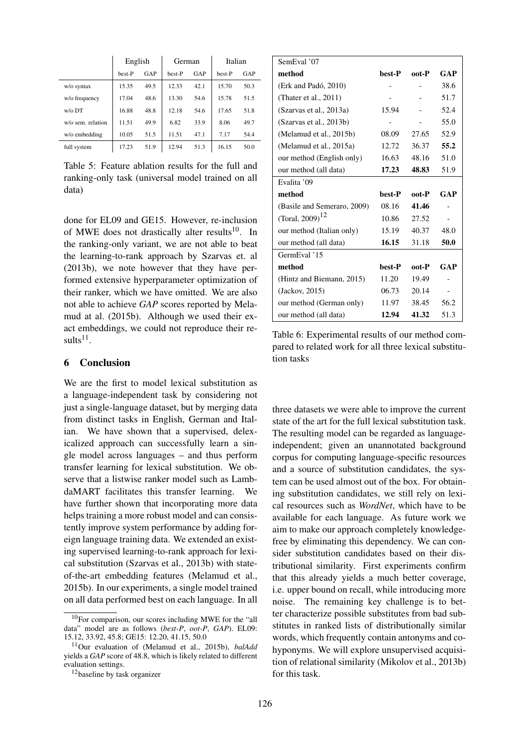| | English | | German | | Italian | |
|---|---|---|---|---|---|---|
| | best-P | GAP | best-P | GAP | best-P | GAP |
| w/o syntax | 15.35 | 49.5 | 12.33 | 42.1 | 15.70 | 50.3 |
| w/o frequency | 17.04 | 48.6 | 13.30 | 54.6 | 15.78 | 51.5 |
| w/o DT | 16.88 | 48.8 | 12.18 | 54.6 | 17.65 | 51.8 |
| w/o sem. relation | 11.51 | 49.9 | 6.82 | 33.9 | 8.06 | 49.7 |
| w/o embedding | 10.05 | 51.5 | 11.51 | 47.1 | 7.17 | 54.4 |
| full system | 17.23 | 51.9 | 12.94 | 51.3 | 16.15 | 50.0 |

Table 5: Feature ablation results for the full and ranking-only task (universal model trained on all data)

done for EL09 and GE15. However, re-inclusion of MWE does not drastically alter results[10]. In the ranking-only variant, we are not able to beat the learning-to-rank approach by Szarvas et. al (2013b), we note however that they have performed extensive hyperparameter optimization of their ranker, which we have omitted. We are also not able to achieve *GAP* scores reported by Melamud at al. (2015b). Although we used their exact embeddings, we could not reproduce their results[11].

## 6 Conclusion

We are the first to model lexical substitution as a language-independent task by considering not just a single-language dataset, but by merging data from distinct tasks in English, German and Italian. We have shown that a supervised, delexicalized approach can successfully learn a single model across languages – and thus perform transfer learning for lexical substitution. We observe that a listwise ranker model such as LambdaMART facilitates this transfer learning. We have further shown that incorporating more data helps training a more robust model and can consistently improve system performance by adding foreign language training data. We extended an existing supervised learning-to-rank approach for lexical substitution (Szarvas et al., 2013b) with state-of-the-art embedding features (Melamud et al., 2015b). In our experiments, a single model trained on all data performed best on each language. In all three datasets we were able to improve the current state of the art for the full lexical substitution task. The resulting model can be regarded as language-independent; given an unannotated background corpus for computing language-specific resources and a source of substitution candidates, the system can be used almost out of the box. For obtaining substitution candidates, we still rely on lexical resources such as *WordNet*, which have to be available for each language. As future work we aim to make our approach completely knowledge-free by eliminating this dependency. We can consider substitution candidates based on their distributional similarity. First experiments confirm that this already yields a much better coverage, i.e. upper bound on recall, while introducing more noise. The remaining key challenge is to better characterize possible substitutes from bad substitutes in ranked lists of distributionally similar words, which frequently contain antonyms and co-hyponyms. We will explore unsupervised acquisition of relational similarity (Mikolov et al., 2013b) for this task.

| SemEval '07 | | | |
|---|---|---|---|
| **method** | **best-P** | **oot-P** | **GAP** |
| (Erk and Padó, 2010) | - | - | 38.6 |
| (Thater et al., 2011) | - | - | 51.7 |
| (Szarvas et al., 2013a) | 15.94 | - | 52.4 |
| (Szarvas et al., 2013b) | - | - | 55.0 |
| (Melamud et al., 2015b) | 08.09 | 27.65 | 52.9 |
| (Melamud et al., 2015a) | 12.72 | 36.37 | **55.2** |
| our method (English only) | 16.63 | 48.16 | 51.0 |
| our method (all data) | **17.23** | **48.83** | 51.9 |
| **Evalita '09** | | | |
| **method** | **best-P** | **oot-P** | **GAP** |
| (Basile and Semeraro, 2009) | 08.16 | **41.46** | - |
| (Toral, 2009)[12] | 10.86 | 27.52 | - |
| our method (Italian only) | 15.19 | 40.37 | 48.0 |
| our method (all data) | **16.15** | 31.18 | **50.0** |
| **GermEval '15** | | | |
| **method** | **best-P** | **oot-P** | **GAP** |
| (Hintz and Biemann, 2015) | 11.20 | 19.49 | - |
| (Jackov, 2015) | 06.73 | 20.14 | - |
| our method (German only) | 11.97 | 38.45 | 56.2 |
| our method (all data) | **12.94** | **41.32** | 51.3 |

Table 6: Experimental results of our method compared to related work for all three lexical substitution tasks

[10] For comparison, our scores including MWE for the "all data" model are as follows (*best-P*, *oot-P*, *GAP*). EL09: 15.12, 33.92, 45.8; GE15: 12.20, 41.15, 50.0

[11] Our evaluation of (Melamud et al., 2015b), *balAdd* yields a *GAP* score of 48.8, which is likely related to different evaluation settings.

[12] baseline by task organizer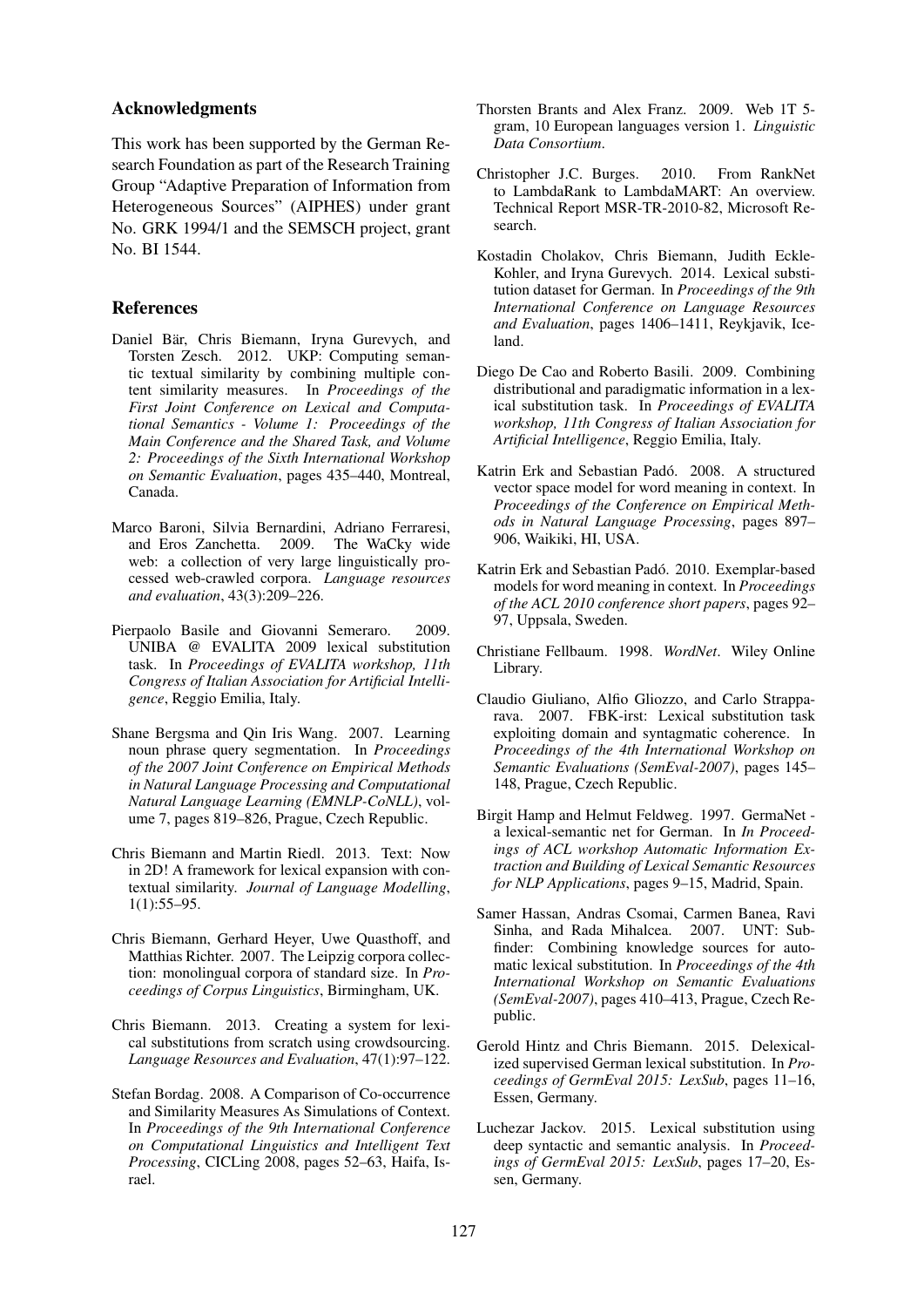## Acknowledgments

This work has been supported by the German Research Foundation as part of the Research Training Group "Adaptive Preparation of Information from Heterogeneous Sources" (AIPHES) under grant No. GRK 1994/1 and the SEMSCH project, grant No. BI 1544.

## References

Daniel Bär, Chris Biemann, Iryna Gurevych, and Torsten Zesch. 2012. UKP: Computing semantic textual similarity by combining multiple content similarity measures. In *Proceedings of the First Joint Conference on Lexical and Computational Semantics - Volume 1: Proceedings of the Main Conference and the Shared Task, and Volume 2: Proceedings of the Sixth International Workshop on Semantic Evaluation*, pages 435–440, Montreal, Canada.

Marco Baroni, Silvia Bernardini, Adriano Ferraresi, and Eros Zanchetta. 2009. The WaCky wide web: a collection of very large linguistically processed web-crawled corpora. *Language resources and evaluation*, 43(3):209–226.

Pierpaolo Basile and Giovanni Semeraro. 2009. UNIBA @ EVALITA 2009 lexical substitution task. In *Proceedings of EVALITA workshop, 11th Congress of Italian Association for Artificial Intelligence*, Reggio Emilia, Italy.

Shane Bergsma and Qin Iris Wang. 2007. Learning noun phrase query segmentation. In *Proceedings of the 2007 Joint Conference on Empirical Methods in Natural Language Processing and Computational Natural Language Learning (EMNLP-CoNLL)*, volume 7, pages 819–826, Prague, Czech Republic.

Chris Biemann and Martin Riedl. 2013. Text: Now in 2D! A framework for lexical expansion with contextual similarity. *Journal of Language Modelling*, 1(1):55–95.

Chris Biemann, Gerhard Heyer, Uwe Quasthoff, and Matthias Richter. 2007. The Leipzig corpora collection: monolingual corpora of standard size. In *Proceedings of Corpus Linguistics*, Birmingham, UK.

Chris Biemann. 2013. Creating a system for lexical substitutions from scratch using crowdsourcing. *Language Resources and Evaluation*, 47(1):97–122.

Stefan Bordag. 2008. A Comparison of Co-occurrence and Similarity Measures As Simulations of Context. In *Proceedings of the 9th International Conference on Computational Linguistics and Intelligent Text Processing*, CICLing 2008, pages 52–63, Haifa, Israel.

Thorsten Brants and Alex Franz. 2009. Web 1T 5-gram, 10 European languages version 1. *Linguistic Data Consortium*.

Christopher J.C. Burges. 2010. From RankNet to LambdaRank to LambdaMART: An overview. Technical Report MSR-TR-2010-82, Microsoft Research.

Kostadin Cholakov, Chris Biemann, Judith Eckle-Kohler, and Iryna Gurevych. 2014. Lexical substitution dataset for German. In *Proceedings of the 9th International Conference on Language Resources and Evaluation*, pages 1406–1411, Reykjavik, Iceland.

Diego De Cao and Roberto Basili. 2009. Combining distributional and paradigmatic information in a lexical substitution task. In *Proceedings of EVALITA workshop, 11th Congress of Italian Association for Artificial Intelligence*, Reggio Emilia, Italy.

Katrin Erk and Sebastian Padó. 2008. A structured vector space model for word meaning in context. In *Proceedings of the Conference on Empirical Methods in Natural Language Processing*, pages 897–906, Waikiki, HI, USA.

Katrin Erk and Sebastian Padó. 2010. Exemplar-based models for word meaning in context. In *Proceedings of the ACL 2010 conference short papers*, pages 92–97, Uppsala, Sweden.

Christiane Fellbaum. 1998. *WordNet*. Wiley Online Library.

Claudio Giuliano, Alfio Gliozzo, and Carlo Strapparava. 2007. FBK-irst: Lexical substitution task exploiting domain and syntagmatic coherence. In *Proceedings of the 4th International Workshop on Semantic Evaluations (SemEval-2007)*, pages 145–148, Prague, Czech Republic.

Birgit Hamp and Helmut Feldweg. 1997. GermaNet - a lexical-semantic net for German. In *In Proceedings of ACL workshop Automatic Information Extraction and Building of Lexical Semantic Resources for NLP Applications*, pages 9–15, Madrid, Spain.

Samer Hassan, Andras Csomai, Carmen Banea, Ravi Sinha, and Rada Mihalcea. 2007. UNT: Subfinder: Combining knowledge sources for automatic lexical substitution. In *Proceedings of the 4th International Workshop on Semantic Evaluations (SemEval-2007)*, pages 410–413, Prague, Czech Republic.

Gerold Hintz and Chris Biemann. 2015. Delexicalized supervised German lexical substitution. In *Proceedings of GermEval 2015: LexSub*, pages 11–16, Essen, Germany.

Luchezar Jackov. 2015. Lexical substitution using deep syntactic and semantic analysis. In *Proceedings of GermEval 2015: LexSub*, pages 17–20, Essen, Germany.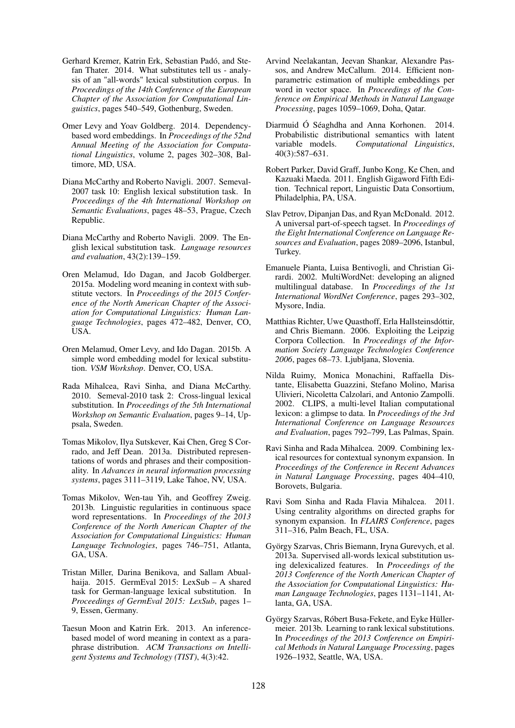Gerhard Kremer, Katrin Erk, Sebastian Padó, and Stefan Thater. 2014. What substitutes tell us - analysis of an "all-words" lexical substitution corpus. In *Proceedings of the 14th Conference of the European Chapter of the Association for Computational Linguistics*, pages 540–549, Gothenburg, Sweden.

Omer Levy and Yoav Goldberg. 2014. Dependency-based word embeddings. In *Proceedings of the 52nd Annual Meeting of the Association for Computational Linguistics*, volume 2, pages 302–308, Baltimore, MD, USA.

Diana McCarthy and Roberto Navigli. 2007. Semeval-2007 task 10: English lexical substitution task. In *Proceedings of the 4th International Workshop on Semantic Evaluations*, pages 48–53, Prague, Czech Republic.

Diana McCarthy and Roberto Navigli. 2009. The English lexical substitution task. *Language resources and evaluation*, 43(2):139–159.

Oren Melamud, Ido Dagan, and Jacob Goldberger. 2015a. Modeling word meaning in context with substitute vectors. In *Proceedings of the 2015 Conference of the North American Chapter of the Association for Computational Linguistics: Human Language Technologies*, pages 472–482, Denver, CO, USA.

Oren Melamud, Omer Levy, and Ido Dagan. 2015b. A simple word embedding model for lexical substitution. *VSM Workshop*. Denver, CO, USA.

Rada Mihalcea, Ravi Sinha, and Diana McCarthy. 2010. Semeval-2010 task 2: Cross-lingual lexical substitution. In *Proceedings of the 5th International Workshop on Semantic Evaluation*, pages 9–14, Uppsala, Sweden.

Tomas Mikolov, Ilya Sutskever, Kai Chen, Greg S Corrado, and Jeff Dean. 2013a. Distributed representations of words and phrases and their compositionality. In *Advances in neural information processing systems*, pages 3111–3119, Lake Tahoe, NV, USA.

Tomas Mikolov, Wen-tau Yih, and Geoffrey Zweig. 2013b. Linguistic regularities in continuous space word representations. In *Proceedings of the 2013 Conference of the North American Chapter of the Association for Computational Linguistics: Human Language Technologies*, pages 746–751, Atlanta, GA, USA.

Tristan Miller, Darina Benikova, and Sallam Abualhaija. 2015. GermEval 2015: LexSub – A shared task for German-language lexical substitution. In *Proceedings of GermEval 2015: LexSub*, pages 1–9, Essen, Germany.

Taesun Moon and Katrin Erk. 2013. An inference-based model of word meaning in context as a paraphrase distribution. *ACM Transactions on Intelligent Systems and Technology (TIST)*, 4(3):42.

Arvind Neelakantan, Jeevan Shankar, Alexandre Passos, and Andrew McCallum. 2014. Efficient non-parametric estimation of multiple embeddings per word in vector space. In *Proceedings of the Conference on Empirical Methods in Natural Language Processing*, pages 1059–1069, Doha, Qatar.

Diarmuid Ó Séaghdha and Anna Korhonen. 2014. Probabilistic distributional semantics with latent variable models. *Computational Linguistics*, 40(3):587–631.

Robert Parker, David Graff, Junbo Kong, Ke Chen, and Kazuaki Maeda. 2011. English Gigaword Fifth Edition. Technical report, Linguistic Data Consortium, Philadelphia, PA, USA.

Slav Petrov, Dipanjan Das, and Ryan McDonald. 2012. A universal part-of-speech tagset. In *Proceedings of the Eight International Conference on Language Resources and Evaluation*, pages 2089–2096, Istanbul, Turkey.

Emanuele Pianta, Luisa Bentivogli, and Christian Girardi. 2002. MultiWordNet: developing an aligned multilingual database. In *Proceedings of the 1st International WordNet Conference*, pages 293–302, Mysore, India.

Matthias Richter, Uwe Quasthoff, Erla Hallsteinsdóttir, and Chris Biemann. 2006. Exploiting the Leipzig Corpora Collection. In *Proceedings of the Information Society Language Technologies Conference 2006*, pages 68–73. Ljubljana, Slovenia.

Nilda Ruimy, Monica Monachini, Raffaella Distante, Elisabetta Guazzini, Stefano Molino, Marisa Ulivieri, Nicoletta Calzolari, and Antonio Zampolli. 2002. CLIPS, a multi-level Italian computational lexicon: a glimpse to data. In *Proceedings of the 3rd International Conference on Language Resources and Evaluation*, pages 792–799, Las Palmas, Spain.

Ravi Sinha and Rada Mihalcea. 2009. Combining lexical resources for contextual synonym expansion. In *Proceedings of the Conference in Recent Advances in Natural Language Processing*, pages 404–410, Borovets, Bulgaria.

Ravi Som Sinha and Rada Flavia Mihalcea. 2011. Using centrality algorithms on directed graphs for synonym expansion. In *FLAIRS Conference*, pages 311–316, Palm Beach, FL, USA.

György Szarvas, Chris Biemann, Iryna Gurevych, et al. 2013a. Supervised all-words lexical substitution using delexicalized features. In *Proceedings of the 2013 Conference of the North American Chapter of the Association for Computational Linguistics: Human Language Technologies*, pages 1131–1141, Atlanta, GA, USA.

György Szarvas, Róbert Busa-Fekete, and Eyke Hüllermeier. 2013b. Learning to rank lexical substitutions. In *Proceedings of the 2013 Conference on Empirical Methods in Natural Language Processing*, pages 1926–1932, Seattle, WA, USA.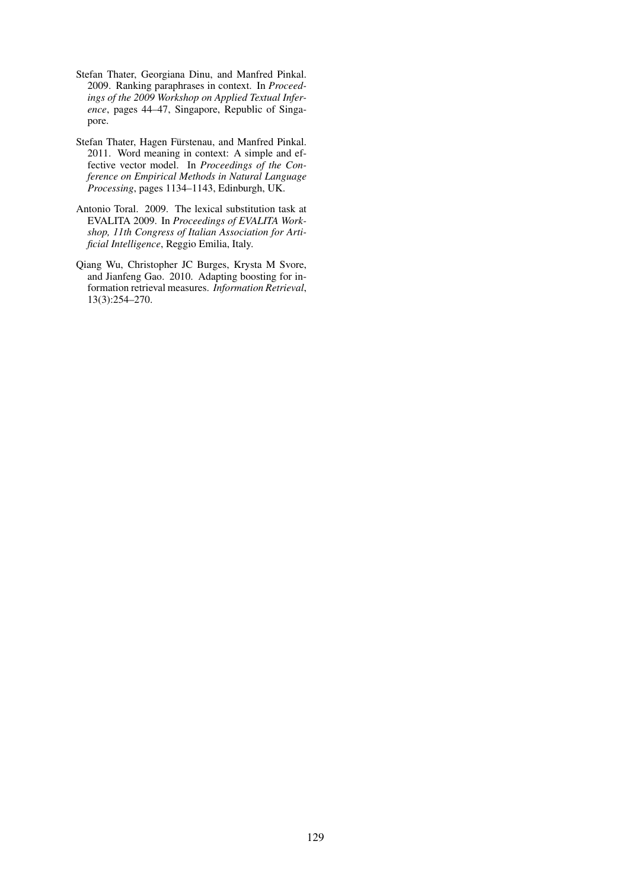Stefan Thater, Georgiana Dinu, and Manfred Pinkal. 2009. Ranking paraphrases in context. In *Proceedings of the 2009 Workshop on Applied Textual Inference*, pages 44–47, Singapore, Republic of Singapore.

Stefan Thater, Hagen Fürstenau, and Manfred Pinkal. 2011. Word meaning in context: A simple and effective vector model. In *Proceedings of the Conference on Empirical Methods in Natural Language Processing*, pages 1134–1143, Edinburgh, UK.

Antonio Toral. 2009. The lexical substitution task at EVALITA 2009. In *Proceedings of EVALITA Workshop, 11th Congress of Italian Association for Artificial Intelligence*, Reggio Emilia, Italy.

Qiang Wu, Christopher JC Burges, Krysta M Svore, and Jianfeng Gao. 2010. Adapting boosting for information retrieval measures. *Information Retrieval*, 13(3):254–270.